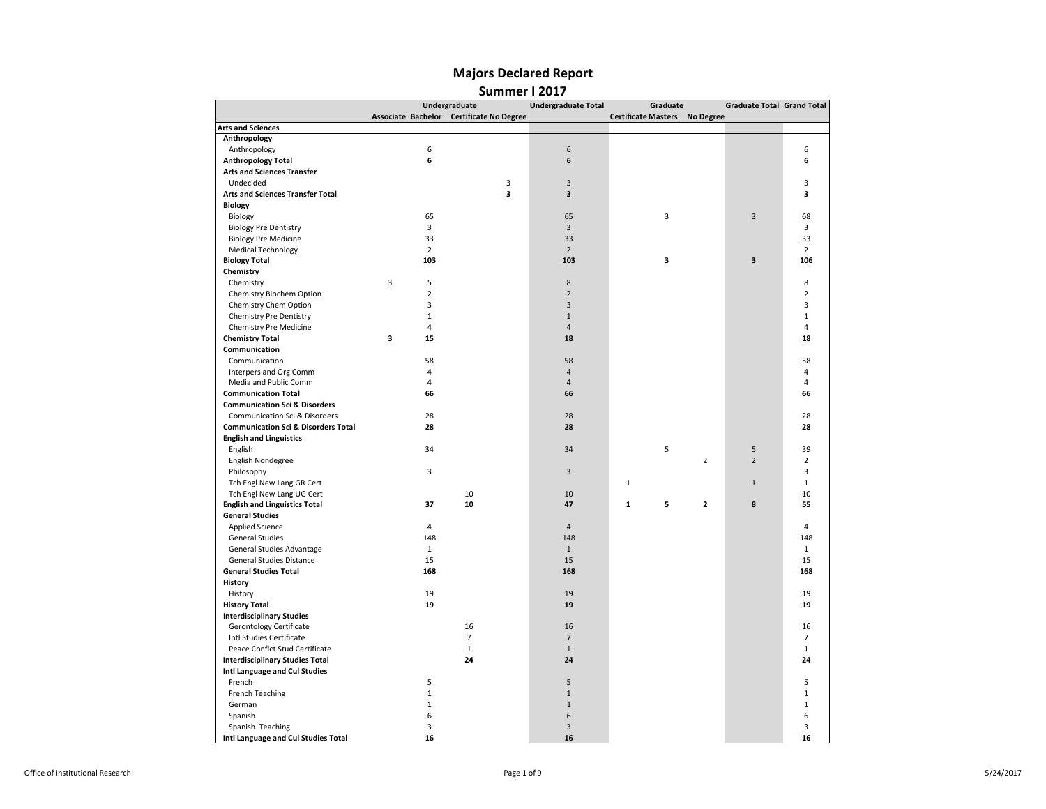# Majors Declared Report

## Summer I 2017

| | Undergraduate | | | | Undergraduate Total | Graduate | | | Graduate Total | Grand Total |
|---|---|---|---|---|---|---|---|---|---|---|
| | Associate | Bachelor | Certificate | No Degree | | Certificate | Masters | No Degree | | |
| **Arts and Sciences** | | | | | | | | | | |
| **Anthropology** | | | | | | | | | | |
| Anthropology | | 6 | | | 6 | | | | | 6 |
| **Anthropology Total** | | **6** | | | **6** | | | | | **6** |
| **Arts and Sciences Transfer** | | | | | | | | | | |
| Undecided | | | | 3 | 3 | | | | | 3 |
| **Arts and Sciences Transfer Total** | | | | **3** | **3** | | | | | **3** |
| **Biology** | | | | | | | | | | |
| Biology | | 65 | | | 65 | | 3 | | 3 | 68 |
| Biology Pre Dentistry | | 3 | | | 3 | | | | | 3 |
| Biology Pre Medicine | | 33 | | | 33 | | | | | 33 |
| Medical Technology | | 2 | | | 2 | | | | | 2 |
| **Biology Total** | | **103** | | | **103** | | **3** | | **3** | **106** |
| **Chemistry** | | | | | | | | | | |
| Chemistry | 3 | 5 | | | 8 | | | | | 8 |
| Chemistry Biochem Option | | 2 | | | 2 | | | | | 2 |
| Chemistry Chem Option | | 3 | | | 3 | | | | | 3 |
| Chemistry Pre Dentistry | | 1 | | | 1 | | | | | 1 |
| Chemistry Pre Medicine | | 4 | | | 4 | | | | | 4 |
| **Chemistry Total** | **3** | **15** | | | **18** | | | | | **18** |
| **Communication** | | | | | | | | | | |
| Communication | | 58 | | | 58 | | | | | 58 |
| Interpers and Org Comm | | 4 | | | 4 | | | | | 4 |
| Media and Public Comm | | 4 | | | 4 | | | | | 4 |
| **Communication Total** | | **66** | | | **66** | | | | | **66** |
| **Communication Sci & Disorders** | | | | | | | | | | |
| Communication Sci & Disorders | | 28 | | | 28 | | | | | 28 |
| **Communication Sci & Disorders Total** | | **28** | | | **28** | | | | | **28** |
| **English and Linguistics** | | | | | | | | | | |
| English | | 34 | | | 34 | | 5 | | 5 | 39 |
| English Nondegree | | | | | | | | 2 | 2 | 2 |
| Philosophy | | 3 | | | 3 | | | | | 3 |
| Tch Engl New Lang GR Cert | | | | | | 1 | | | 1 | 1 |
| Tch Engl New Lang UG Cert | | | 10 | | 10 | | | | | 10 |
| **English and Linguistics Total** | | **37** | **10** | | **47** | **1** | **5** | **2** | **8** | **55** |
| **General Studies** | | | | | | | | | | |
| Applied Science | | 4 | | | 4 | | | | | 4 |
| General Studies | | 148 | | | 148 | | | | | 148 |
| General Studies Advantage | | 1 | | | 1 | | | | | 1 |
| General Studies Distance | | 15 | | | 15 | | | | | 15 |
| **General Studies Total** | | **168** | | | **168** | | | | | **168** |
| **History** | | | | | | | | | | |
| History | | 19 | | | 19 | | | | | 19 |
| **History Total** | | **19** | | | **19** | | | | | **19** |
| **Interdisciplinary Studies** | | | | | | | | | | |
| Gerontology Certificate | | | 16 | | 16 | | | | | 16 |
| Intl Studies Certificate | | | 7 | | 7 | | | | | 7 |
| Peace Conflct Stud Certificate | | | 1 | | 1 | | | | | 1 |
| **Interdisciplinary Studies Total** | | | **24** | | **24** | | | | | **24** |
| **Intl Language and Cul Studies** | | | | | | | | | | |
| French | | 5 | | | 5 | | | | | 5 |
| French Teaching | | 1 | | | 1 | | | | | 1 |
| German | | 1 | | | 1 | | | | | 1 |
| Spanish | | 6 | | | 6 | | | | | 6 |
| Spanish Teaching | | 3 | | | 3 | | | | | 3 |
| **Intl Language and Cul Studies Total** | | **16** | | | **16** | | | | | **16** |

Office of Institutional Research

5/24/2017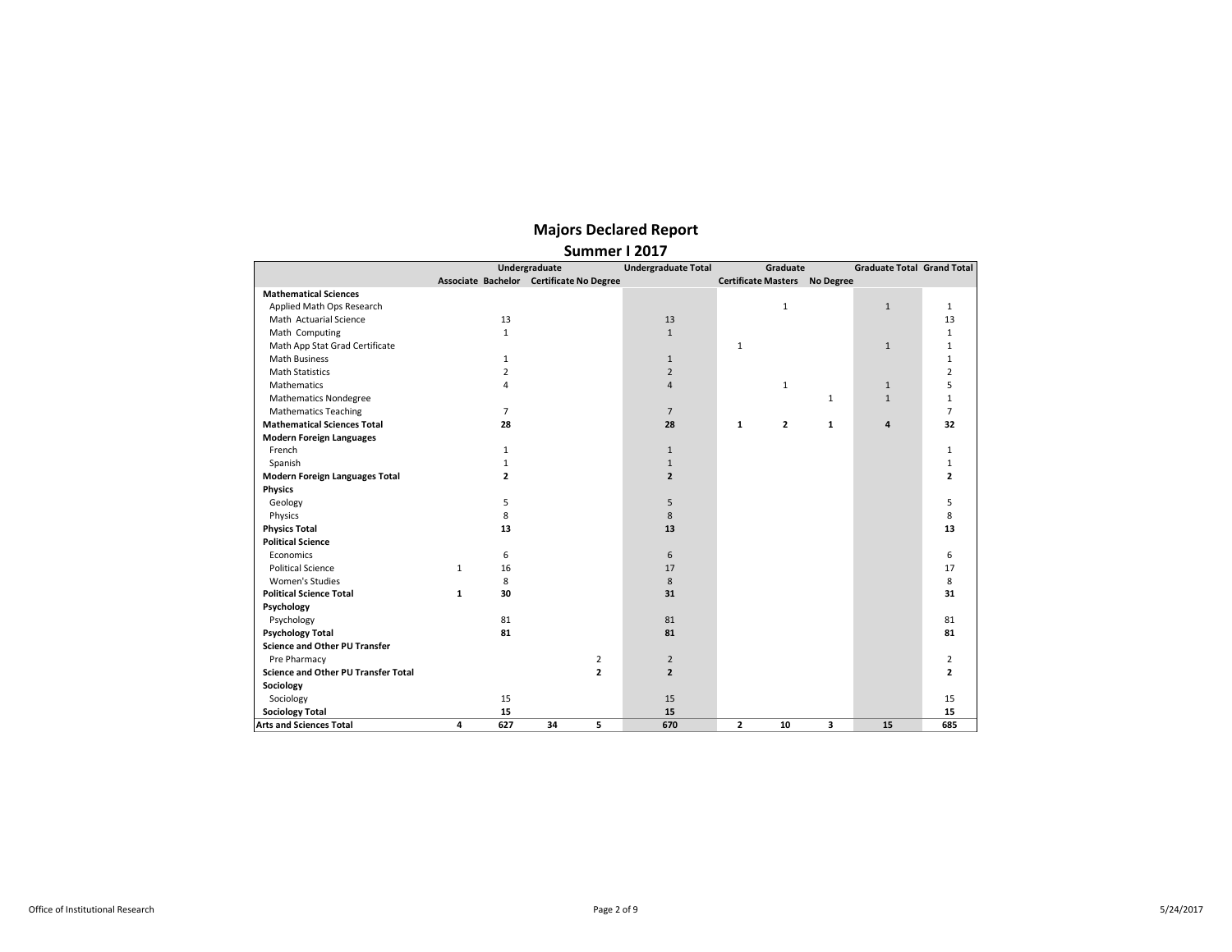# Majors Declared Report

## Summer I 2017

| | Undergraduate | | | | Undergraduate Total | Graduate | | | Graduate Total | Grand Total |
|---|---|---|---|---|---|---|---|---|---|---|
| | Associate | Bachelor | Certificate | No Degree | | Certificate | Masters | No Degree | | |
| **Mathematical Sciences** | | | | | | | | | | |
| Applied Math Ops Research | | | | | | | 1 | | 1 | 1 |
| Math Actuarial Science | | 13 | | | 13 | | | | | 13 |
| Math Computing | | 1 | | | 1 | | | | | 1 |
| Math App Stat Grad Certificate | | | | | | 1 | | | 1 | 1 |
| Math Business | | 1 | | | 1 | | | | | 1 |
| Math Statistics | | 2 | | | 2 | | | | | 2 |
| Mathematics | | 4 | | | 4 | | 1 | | 1 | 5 |
| Mathematics Nondegree | | | | | | | | 1 | 1 | 1 |
| Mathematics Teaching | | 7 | | | 7 | | | | | 7 |
| **Mathematical Sciences Total** | | **28** | | | **28** | **1** | **2** | **1** | **4** | **32** |
| **Modern Foreign Languages** | | | | | | | | | | |
| French | | 1 | | | 1 | | | | | 1 |
| Spanish | | 1 | | | 1 | | | | | 1 |
| **Modern Foreign Languages Total** | | **2** | | | **2** | | | | | **2** |
| **Physics** | | | | | | | | | | |
| Geology | | 5 | | | 5 | | | | | 5 |
| Physics | | 8 | | | 8 | | | | | 8 |
| **Physics Total** | | **13** | | | **13** | | | | | **13** |
| **Political Science** | | | | | | | | | | |
| Economics | | 6 | | | 6 | | | | | 6 |
| Political Science | 1 | 16 | | | 17 | | | | | 17 |
| Women's Studies | | 8 | | | 8 | | | | | 8 |
| **Political Science Total** | **1** | **30** | | | **31** | | | | | **31** |
| **Psychology** | | | | | | | | | | |
| Psychology | | 81 | | | 81 | | | | | 81 |
| **Psychology Total** | | **81** | | | **81** | | | | | **81** |
| **Science and Other PU Transfer** | | | | | | | | | | |
| Pre Pharmacy | | | | 2 | 2 | | | | | 2 |
| **Science and Other PU Transfer Total** | | | | **2** | **2** | | | | | **2** |
| **Sociology** | | | | | | | | | | |
| Sociology | | 15 | | | 15 | | | | | 15 |
| **Sociology Total** | | **15** | | | **15** | | | | | **15** |
| **Arts and Sciences Total** | **4** | **627** | **34** | **5** | **670** | **2** | **10** | **3** | **15** | **685** |

Office of Institutional Research

5/24/2017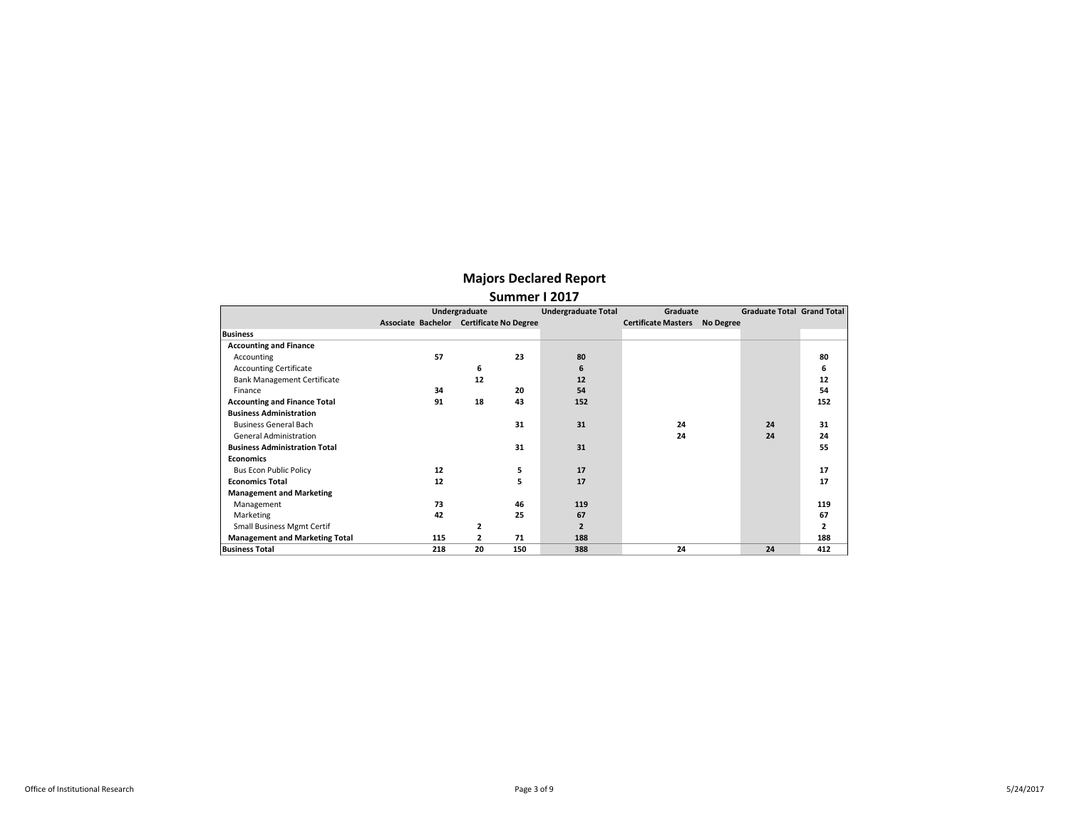# Majors Declared Report

## Summer I 2017

| | Undergraduate | | | | Undergraduate Total | Graduate | | Graduate Total | Grand Total |
|---|---|---|---|---|---|---|---|---|---|
| | Associate | Bachelor | Certificate | No Degree | | Certificate Masters | No Degree | | |
| **Business** | | | | | | | | | |
| **Accounting and Finance** | | | | | | | | | |
| Accounting | | 57 | | 23 | 80 | | | | 80 |
| Accounting Certificate | | | 6 | | 6 | | | | 6 |
| Bank Management Certificate | | | 12 | | 12 | | | | 12 |
| Finance | | 34 | | 20 | 54 | | | | 54 |
| **Accounting and Finance Total** | | 91 | 18 | 43 | 152 | | | | 152 |
| **Business Administration** | | | | | | | | | |
| Business General Bach | | | | 31 | 31 | 24 | | 24 | 31 |
| General Administration | | | | | | 24 | | 24 | 24 |
| **Business Administration Total** | | | | 31 | 31 | | | | 55 |
| **Economics** | | | | | | | | | |
| Bus Econ Public Policy | | 12 | | 5 | 17 | | | | 17 |
| **Economics Total** | | 12 | | 5 | 17 | | | | 17 |
| **Management and Marketing** | | | | | | | | | |
| Management | | 73 | | 46 | 119 | | | | 119 |
| Marketing | | 42 | | 25 | 67 | | | | 67 |
| Small Business Mgmt Certif | | | 2 | | 2 | | | | 2 |
| **Management and Marketing Total** | | 115 | 2 | 71 | 188 | | | | 188 |
| **Business Total** | | 218 | 20 | 150 | 388 | 24 | | 24 | 412 |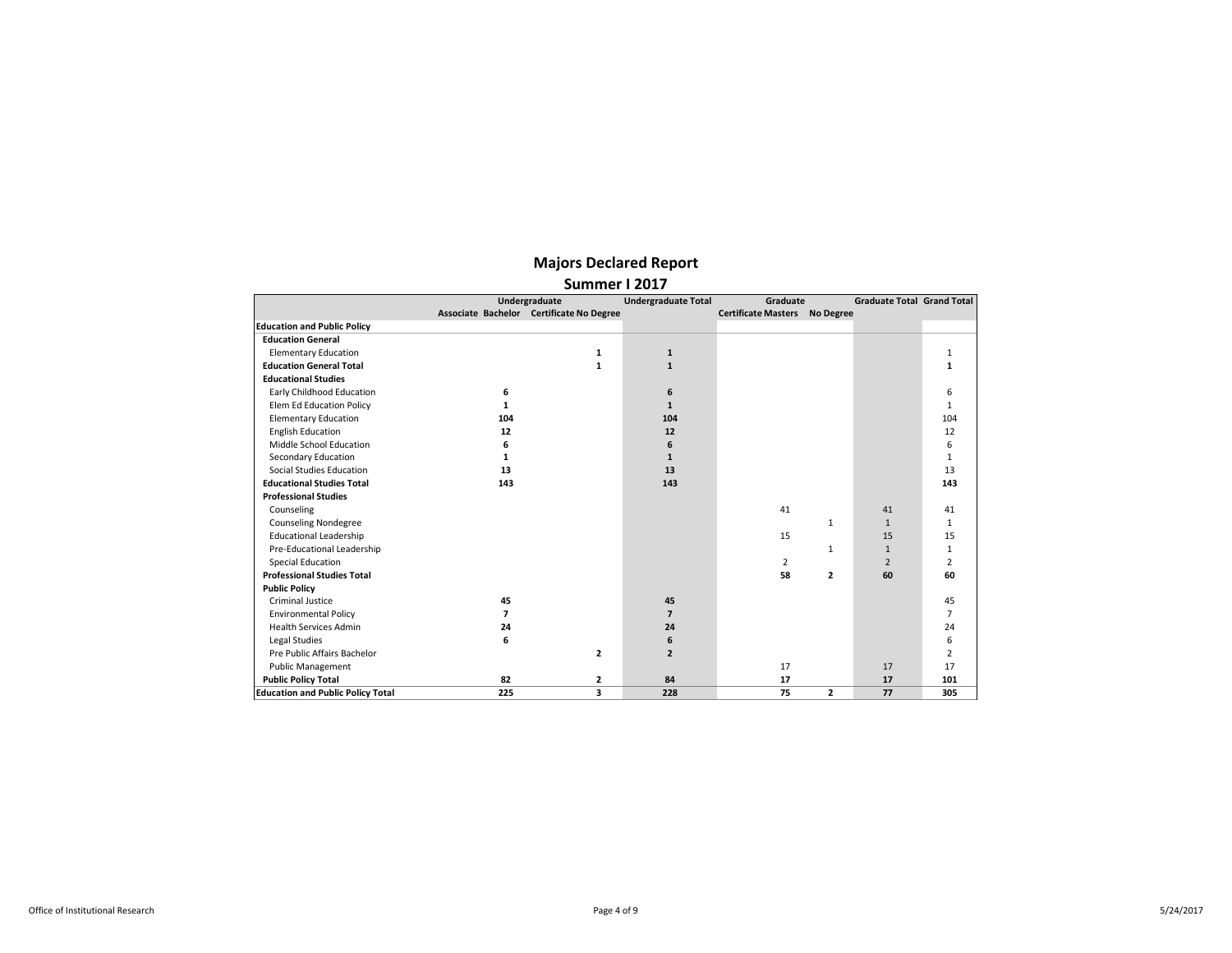# Majors Declared Report

## Summer I 2017

| | Undergraduate | | | | Undergraduate Total | Graduate | | | Graduate Total | Grand Total |
|---|---|---|---|---|---|---|---|---|---|---|
| | Associate | Bachelor | Certificate | No Degree | | Certificate | Masters | No Degree | | |
| **Education and Public Policy** | | | | | | | | | | |
| **Education General** | | | | | | | | | | |
| Elementary Education | | | | 1 | 1 | | | | | 1 |
| **Education General Total** | | | | **1** | **1** | | | | | **1** |
| **Educational Studies** | | | | | | | | | | |
| Early Childhood Education | | 6 | | | 6 | | | | | 6 |
| Elem Ed Education Policy | | 1 | | | 1 | | | | | 1 |
| Elementary Education | | 104 | | | 104 | | | | | 104 |
| English Education | | 12 | | | 12 | | | | | 12 |
| Middle School Education | | 6 | | | 6 | | | | | 6 |
| Secondary Education | | 1 | | | 1 | | | | | 1 |
| Social Studies Education | | 13 | | | 13 | | | | | 13 |
| **Educational Studies Total** | | **143** | | | **143** | | | | | **143** |
| **Professional Studies** | | | | | | | | | | |
| Counseling | | | | | | | 41 | | 41 | 41 |
| Counseling Nondegree | | | | | | | | 1 | 1 | 1 |
| Educational Leadership | | | | | | | 15 | | 15 | 15 |
| Pre-Educational Leadership | | | | | | | | 1 | 1 | 1 |
| Special Education | | | | | | | 2 | | 2 | 2 |
| **Professional Studies Total** | | | | | | | **58** | **2** | **60** | **60** |
| **Public Policy** | | | | | | | | | | |
| Criminal Justice | | 45 | | | 45 | | | | | 45 |
| Environmental Policy | | 7 | | | 7 | | | | | 7 |
| Health Services Admin | | 24 | | | 24 | | | | | 24 |
| Legal Studies | | 6 | | | 6 | | | | | 6 |
| Pre Public Affairs Bachelor | | | | 2 | 2 | | | | | 2 |
| Public Management | | | | | | | 17 | | 17 | 17 |
| **Public Policy Total** | | **82** | | **2** | **84** | | **17** | | **17** | **101** |
| **Education and Public Policy Total** | | **225** | | **3** | **228** | | **75** | **2** | **77** | **305** |

Office of Institutional Research

5/24/2017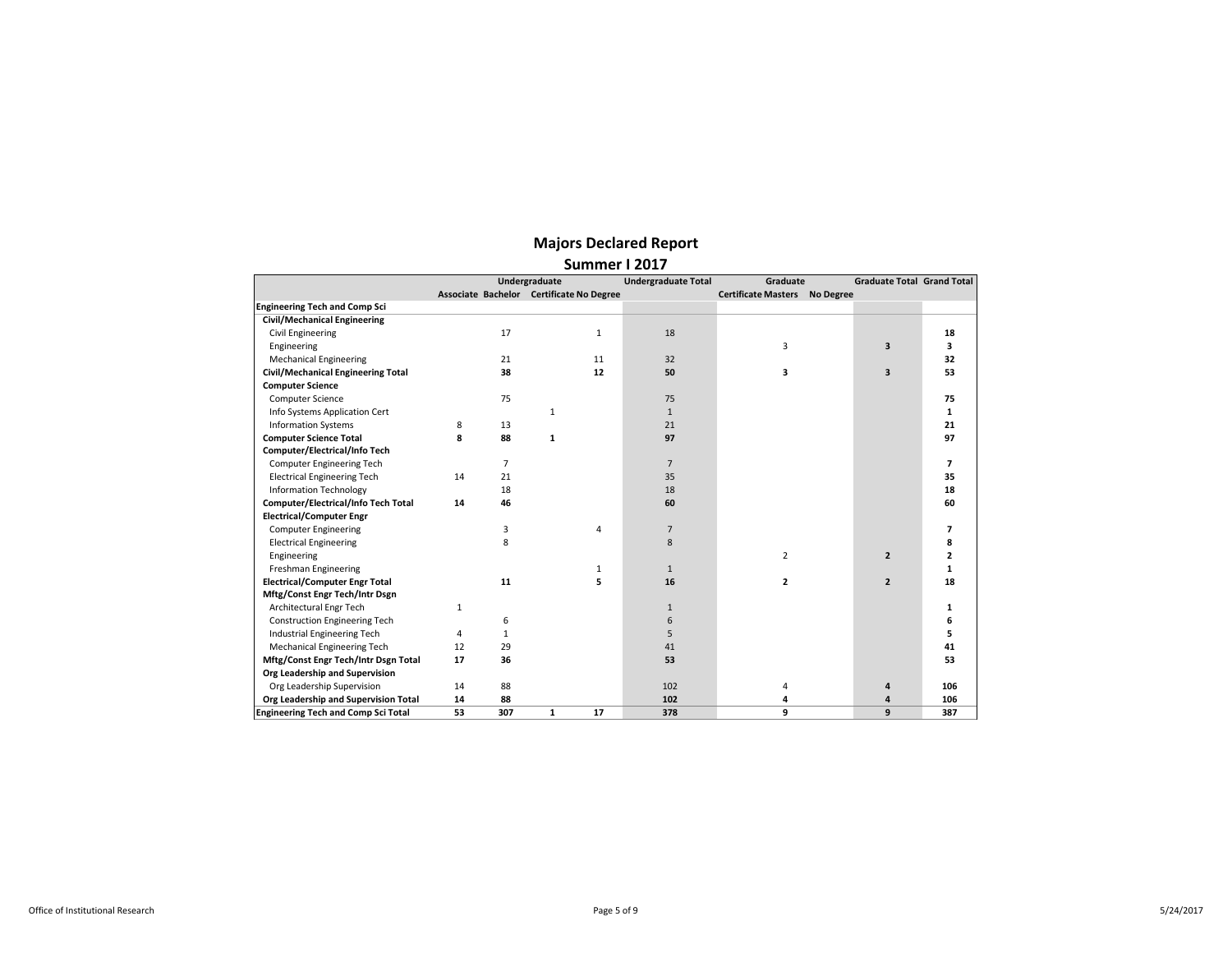# Majors Declared Report

## Summer I 2017

| | Undergraduate | | | | Undergraduate Total | Graduate | | | Graduate Total | Grand Total |
|---|---|---|---|---|---|---|---|---|---|---|
| | Associate | Bachelor | Certificate | No Degree | | Certificate | Masters | No Degree | | |
| **Engineering Tech and Comp Sci** | | | | | | | | | | |
| **Civil/Mechanical Engineering** | | | | | | | | | | |
| Civil Engineering | | 17 | | 1 | 18 | | | | | **18** |
| Engineering | | | | | | | 3 | | **3** | **3** |
| Mechanical Engineering | | 21 | | 11 | 32 | | | | | **32** |
| **Civil/Mechanical Engineering Total** | | **38** | | **12** | **50** | | **3** | | **3** | **53** |
| **Computer Science** | | | | | | | | | | |
| Computer Science | | 75 | | | 75 | | | | | **75** |
| Info Systems Application Cert | | | 1 | | 1 | | | | | **1** |
| Information Systems | 8 | 13 | | | 21 | | | | | **21** |
| **Computer Science Total** | **8** | **88** | **1** | | **97** | | | | | **97** |
| **Computer/Electrical/Info Tech** | | | | | | | | | | |
| Computer Engineering Tech | | 7 | | | 7 | | | | | **7** |
| Electrical Engineering Tech | 14 | 21 | | | 35 | | | | | **35** |
| Information Technology | | 18 | | | 18 | | | | | **18** |
| **Computer/Electrical/Info Tech Total** | **14** | **46** | | | **60** | | | | | **60** |
| **Electrical/Computer Engr** | | | | | | | | | | |
| Computer Engineering | | 3 | | 4 | 7 | | | | | **7** |
| Electrical Engineering | | 8 | | | 8 | | | | | **8** |
| Engineering | | | | | | | 2 | | **2** | **2** |
| Freshman Engineering | | | | 1 | 1 | | | | | **1** |
| **Electrical/Computer Engr Total** | | **11** | | **5** | **16** | | **2** | | **2** | **18** |
| **Mftg/Const Engr Tech/Intr Dsgn** | | | | | | | | | | |
| Architectural Engr Tech | 1 | | | | 1 | | | | | **1** |
| Construction Engineering Tech | | 6 | | | 6 | | | | | **6** |
| Industrial Engineering Tech | 4 | 1 | | | 5 | | | | | **5** |
| Mechanical Engineering Tech | 12 | 29 | | | 41 | | | | | **41** |
| **Mftg/Const Engr Tech/Intr Dsgn Total** | **17** | **36** | | | **53** | | | | | **53** |
| **Org Leadership and Supervision** | | | | | | | | | | |
| Org Leadership Supervision | 14 | 88 | | | 102 | | 4 | | **4** | **106** |
| **Org Leadership and Supervision Total** | **14** | **88** | | | **102** | | **4** | | **4** | **106** |
| **Engineering Tech and Comp Sci Total** | **53** | **307** | **1** | **17** | **378** | | **9** | | **9** | **387** |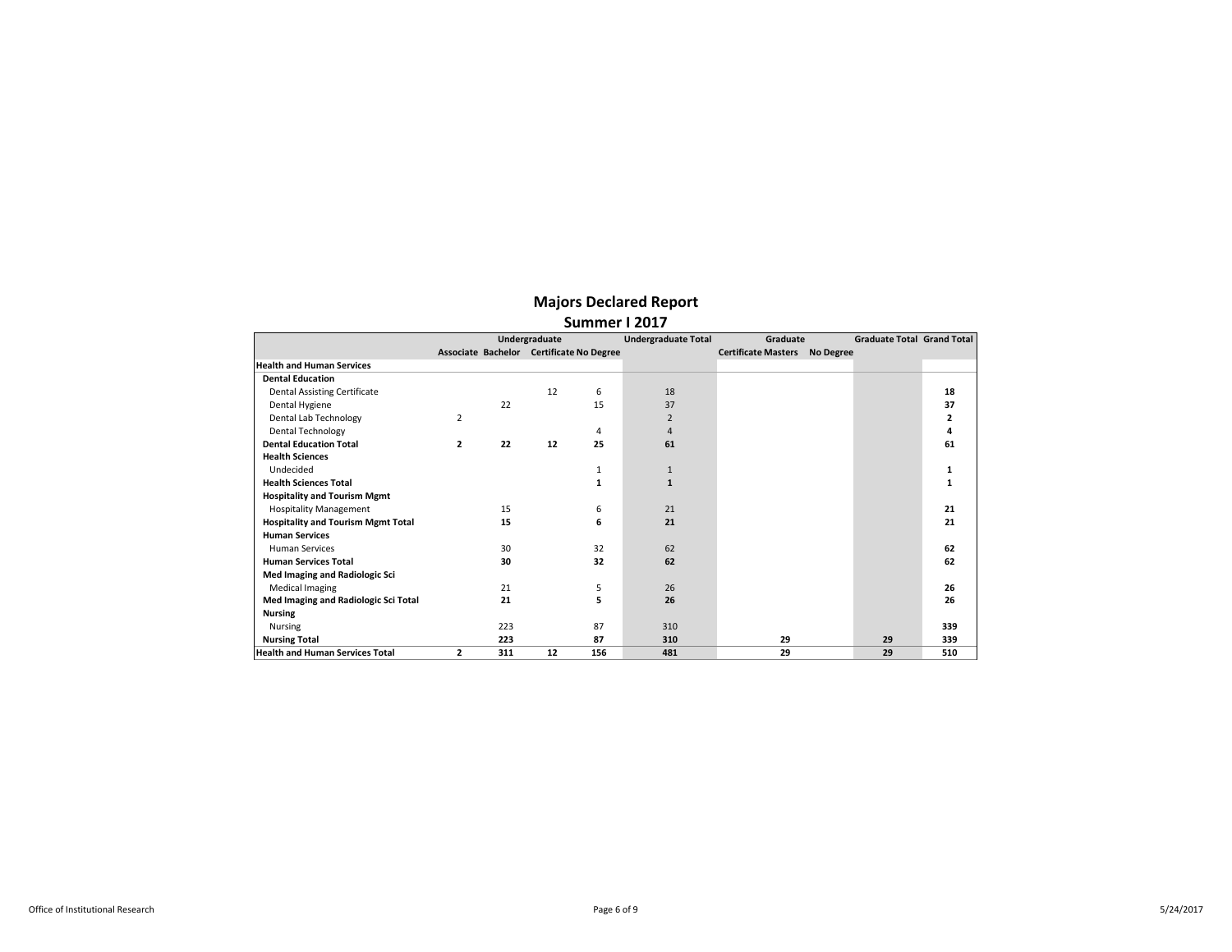# Majors Declared Report

## Summer I 2017

| | Undergraduate | | | | Undergraduate Total | Graduate | | | Graduate Total | Grand Total |
|---|---|---|---|---|---|---|---|---|---|---|
| | Associate | Bachelor | Certificate | No Degree | | Certificate | Masters | No Degree | | |
| **Health and Human Services** | | | | | | | | | | |
| **Dental Education** | | | | | | | | | | |
| Dental Assisting Certificate | | | 12 | 6 | 18 | | | | | **18** |
| Dental Hygiene | | 22 | | 15 | 37 | | | | | **37** |
| Dental Lab Technology | 2 | | | | 2 | | | | | **2** |
| Dental Technology | | | | 4 | 4 | | | | | **4** |
| **Dental Education Total** | **2** | **22** | **12** | **25** | **61** | | | | | **61** |
| **Health Sciences** | | | | | | | | | | |
| Undecided | | | | 1 | 1 | | | | | **1** |
| **Health Sciences Total** | | | | **1** | **1** | | | | | **1** |
| **Hospitality and Tourism Mgmt** | | | | | | | | | | |
| Hospitality Management | | 15 | | 6 | 21 | | | | | **21** |
| **Hospitality and Tourism Mgmt Total** | | **15** | | **6** | **21** | | | | | **21** |
| **Human Services** | | | | | | | | | | |
| Human Services | | 30 | | 32 | 62 | | | | | **62** |
| **Human Services Total** | | **30** | | **32** | **62** | | | | | **62** |
| **Med Imaging and Radiologic Sci** | | | | | | | | | | |
| Medical Imaging | | 21 | | 5 | 26 | | | | | **26** |
| **Med Imaging and Radiologic Sci Total** | | **21** | | **5** | **26** | | | | | **26** |
| **Nursing** | | | | | | | | | | |
| Nursing | | 223 | | 87 | 310 | | | | | **339** |
| **Nursing Total** | | **223** | | **87** | **310** | | **29** | | **29** | **339** |
| **Health and Human Services Total** | **2** | **311** | **12** | **156** | **481** | | **29** | | **29** | **510** |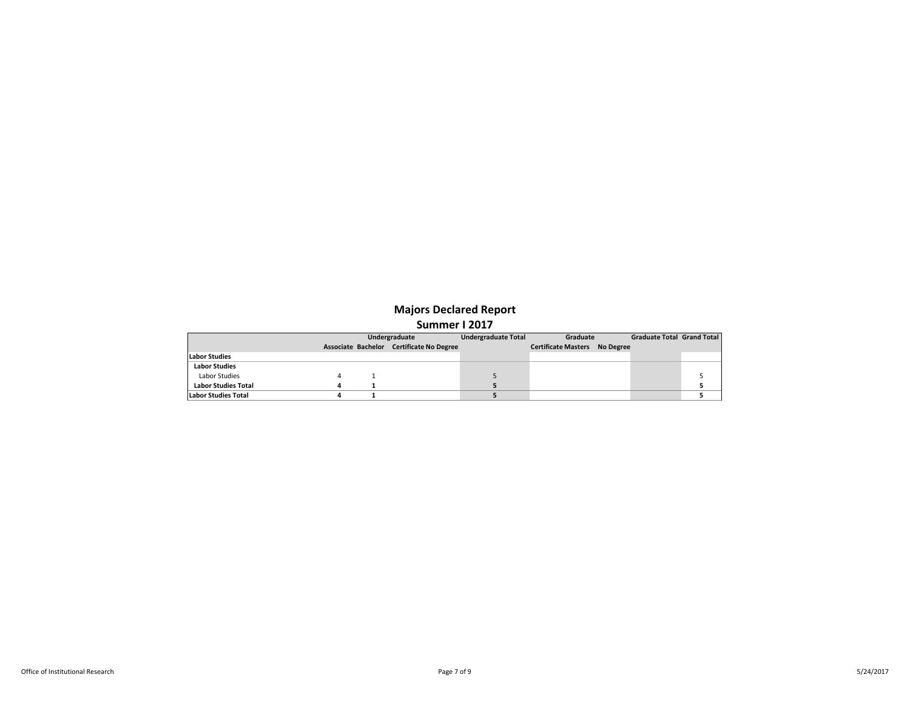# Majors Declared Report

## Summer I 2017

| | Undergraduate | | | | Undergraduate Total | Graduate | | | Graduate Total | Grand Total |
|---|---|---|---|---|---|---|---|---|---|---|
| | Associate | Bachelor | Certificate | No Degree | | Certificate | Masters | No Degree | | |
| **Labor Studies** | | | | | | | | | | |
| **Labor Studies** | | | | | | | | | | |
| Labor Studies | 4 | 1 | | | 5 | | | | | 5 |
| **Labor Studies Total** | **4** | **1** | | | **5** | | | | | **5** |
| **Labor Studies Total** | **4** | **1** | | | **5** | | | | | **5** |

Office of Institutional Research

5/24/2017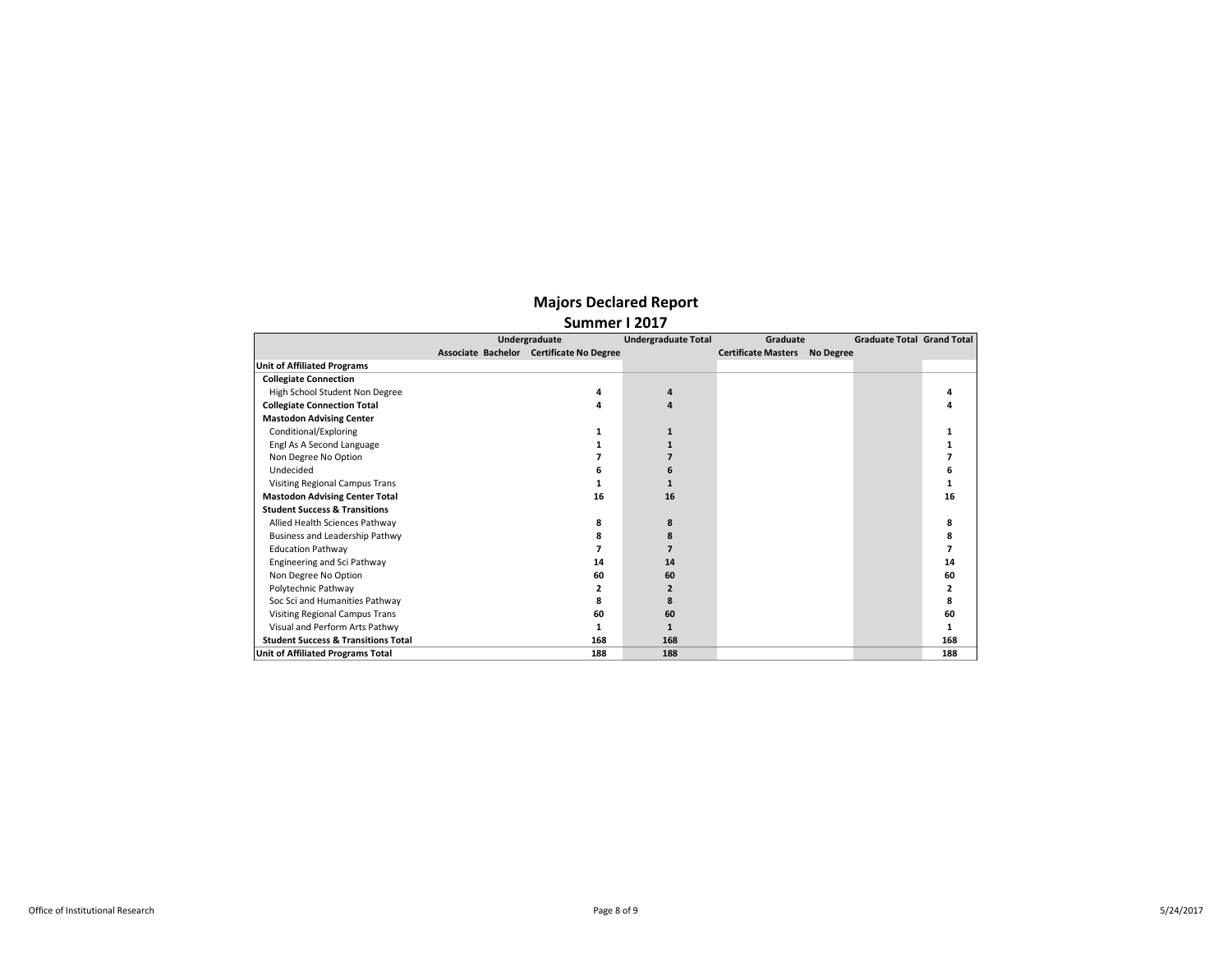# Majors Declared Report

## Summer I 2017

| | Undergraduate | | | | Undergraduate Total | Graduate | | | Graduate Total | Grand Total |
|---|---|---|---|---|---|---|---|---|---|---|
| | Associate | Bachelor | Certificate | No Degree | | Certificate | Masters | No Degree | | |
| **Unit of Affiliated Programs** | | | | | | | | | | |
| **Collegiate Connection** | | | | | | | | | | |
| High School Student Non Degree | | | | **4** | **4** | | | | | **4** |
| **Collegiate Connection Total** | | | | **4** | **4** | | | | | **4** |
| **Mastodon Advising Center** | | | | | | | | | | |
| Conditional/Exploring | | | | **1** | **1** | | | | | **1** |
| Engl As A Second Language | | | | **1** | **1** | | | | | **1** |
| Non Degree No Option | | | | **7** | **7** | | | | | **7** |
| Undecided | | | | **6** | **6** | | | | | **6** |
| Visiting Regional Campus Trans | | | | **1** | **1** | | | | | **1** |
| **Mastodon Advising Center Total** | | | | **16** | **16** | | | | | **16** |
| **Student Success & Transitions** | | | | | | | | | | |
| Allied Health Sciences Pathway | | | | **8** | **8** | | | | | **8** |
| Business and Leadership Pathwy | | | | **8** | **8** | | | | | **8** |
| Education Pathway | | | | **7** | **7** | | | | | **7** |
| Engineering and Sci Pathway | | | | **14** | **14** | | | | | **14** |
| Non Degree No Option | | | | **60** | **60** | | | | | **60** |
| Polytechnic Pathway | | | | **2** | **2** | | | | | **2** |
| Soc Sci and Humanities Pathway | | | | **8** | **8** | | | | | **8** |
| Visiting Regional Campus Trans | | | | **60** | **60** | | | | | **60** |
| Visual and Perform Arts Pathwy | | | | **1** | **1** | | | | | **1** |
| **Student Success & Transitions Total** | | | | **168** | **168** | | | | | **168** |
| **Unit of Affiliated Programs Total** | | | | **188** | **188** | | | | | **188** |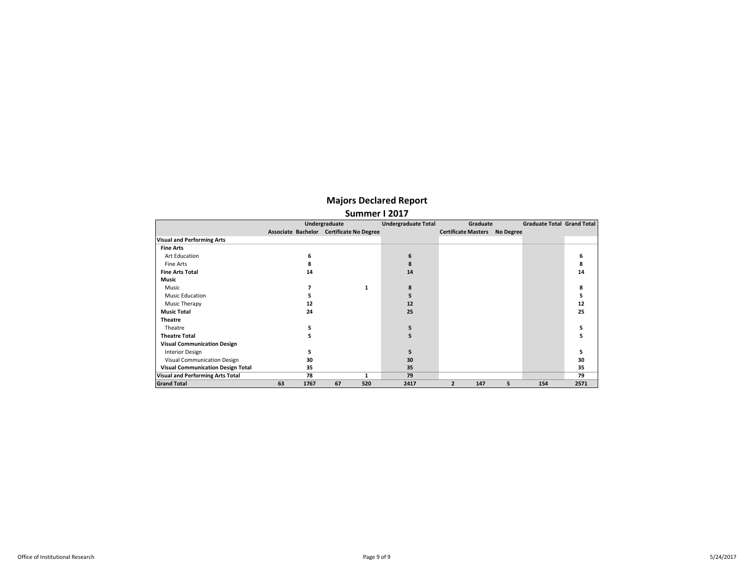# Majors Declared Report

## Summer I 2017

| | Undergraduate | | | | Undergraduate Total | Graduate | | | Graduate Total | Grand Total |
|---|---|---|---|---|---|---|---|---|---|---|
| | Associate | Bachelor | Certificate | No Degree | | Certificate | Masters | No Degree | | |
| **Visual and Performing Arts** | | | | | | | | | | |
| **Fine Arts** | | | | | | | | | | |
| Art Education | | 6 | | | 6 | | | | | 6 |
| Fine Arts | | 8 | | | 8 | | | | | 8 |
| **Fine Arts Total** | | **14** | | | **14** | | | | | **14** |
| **Music** | | | | | | | | | | |
| Music | | 7 | | 1 | 8 | | | | | 8 |
| Music Education | | 5 | | | 5 | | | | | 5 |
| Music Therapy | | 12 | | | 12 | | | | | 12 |
| **Music Total** | | **24** | | | **25** | | | | | **25** |
| **Theatre** | | | | | | | | | | |
| Theatre | | 5 | | | 5 | | | | | 5 |
| **Theatre Total** | | **5** | | | **5** | | | | | **5** |
| **Visual Communication Design** | | | | | | | | | | |
| Interior Design | | 5 | | | 5 | | | | | 5 |
| Visual Communication Design | | 30 | | | 30 | | | | | 30 |
| **Visual Communication Design Total** | | **35** | | | **35** | | | | | **35** |
| **Visual and Performing Arts Total** | | **78** | | **1** | **79** | | | | | **79** |
| **Grand Total** | **63** | **1767** | **67** | **520** | **2417** | **2** | **147** | **5** | **154** | **2571** |

Office of Institutional Research

5/24/2017